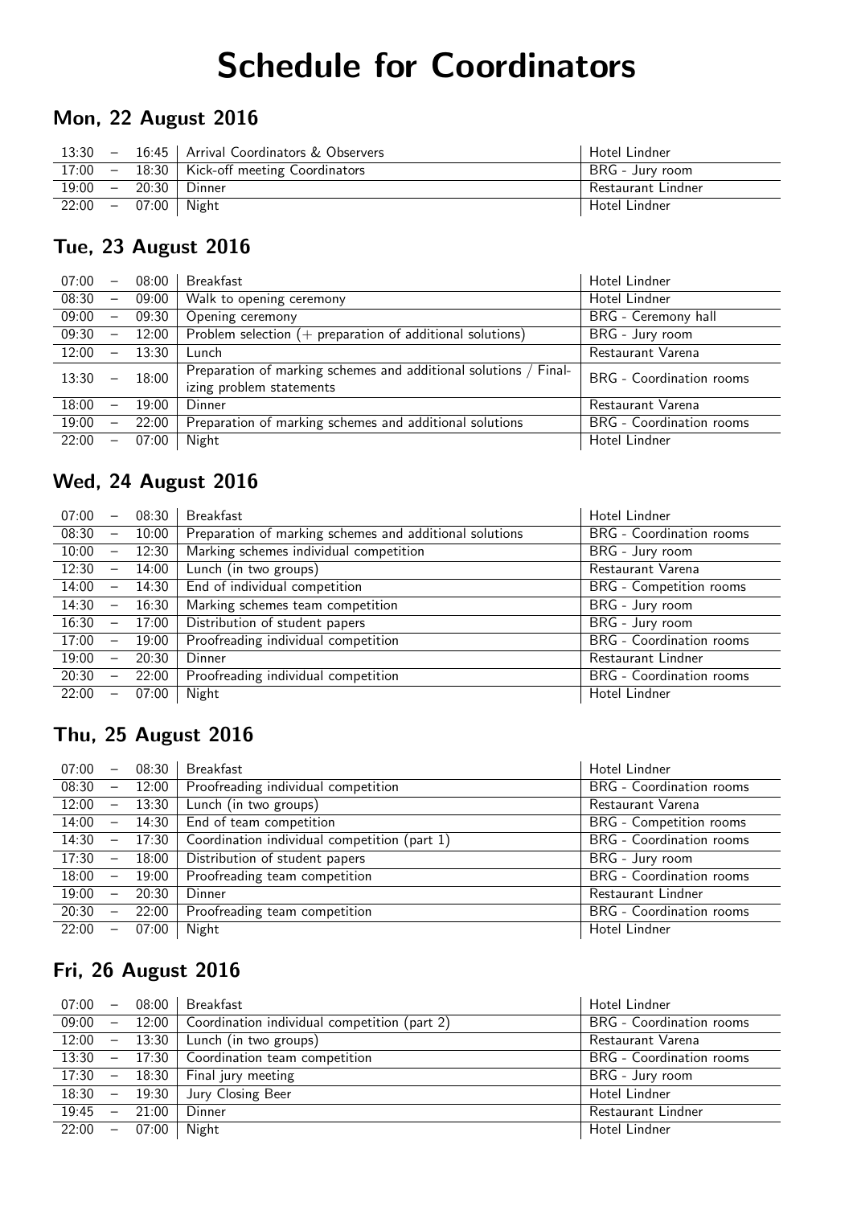# Schedule for Coordinators

## Mon, 22 August 2016

| Time | Activity | Location |
|---|---|---|
| 13:30 – 16:45 | Arrival Coordinators & Observers | Hotel Lindner |
| 17:00 – 18:30 | Kick-off meeting Coordinators | BRG - Jury room |
| 19:00 – 20:30 | Dinner | Restaurant Lindner |
| 22:00 – 07:00 | Night | Hotel Lindner |

## Tue, 23 August 2016

| Time | Activity | Location |
|---|---|---|
| 07:00 – 08:00 | Breakfast | Hotel Lindner |
| 08:30 – 09:00 | Walk to opening ceremony | Hotel Lindner |
| 09:00 – 09:30 | Opening ceremony | BRG - Ceremony hall |
| 09:30 – 12:00 | Problem selection (+ preparation of additional solutions) | BRG - Jury room |
| 12:00 – 13:30 | Lunch | Restaurant Varena |
| 13:30 – 18:00 | Preparation of marking schemes and additional solutions / Finalizing problem statements | BRG - Coordination rooms |
| 18:00 – 19:00 | Dinner | Restaurant Varena |
| 19:00 – 22:00 | Preparation of marking schemes and additional solutions | BRG - Coordination rooms |
| 22:00 – 07:00 | Night | Hotel Lindner |

## Wed, 24 August 2016

| Time | Activity | Location |
|---|---|---|
| 07:00 – 08:30 | Breakfast | Hotel Lindner |
| 08:30 – 10:00 | Preparation of marking schemes and additional solutions | BRG - Coordination rooms |
| 10:00 – 12:30 | Marking schemes individual competition | BRG - Jury room |
| 12:30 – 14:00 | Lunch (in two groups) | Restaurant Varena |
| 14:00 – 14:30 | End of individual competition | BRG - Competition rooms |
| 14:30 – 16:30 | Marking schemes team competition | BRG - Jury room |
| 16:30 – 17:00 | Distribution of student papers | BRG - Jury room |
| 17:00 – 19:00 | Proofreading individual competition | BRG - Coordination rooms |
| 19:00 – 20:30 | Dinner | Restaurant Lindner |
| 20:30 – 22:00 | Proofreading individual competition | BRG - Coordination rooms |
| 22:00 – 07:00 | Night | Hotel Lindner |

## Thu, 25 August 2016

| Time | Activity | Location |
|---|---|---|
| 07:00 – 08:30 | Breakfast | Hotel Lindner |
| 08:30 – 12:00 | Proofreading individual competition | BRG - Coordination rooms |
| 12:00 – 13:30 | Lunch (in two groups) | Restaurant Varena |
| 14:00 – 14:30 | End of team competition | BRG - Competition rooms |
| 14:30 – 17:30 | Coordination individual competition (part 1) | BRG - Coordination rooms |
| 17:30 – 18:00 | Distribution of student papers | BRG - Jury room |
| 18:00 – 19:00 | Proofreading team competition | BRG - Coordination rooms |
| 19:00 – 20:30 | Dinner | Restaurant Lindner |
| 20:30 – 22:00 | Proofreading team competition | BRG - Coordination rooms |
| 22:00 – 07:00 | Night | Hotel Lindner |

## Fri, 26 August 2016

| Time | Activity | Location |
|---|---|---|
| 07:00 – 08:00 | Breakfast | Hotel Lindner |
| 09:00 – 12:00 | Coordination individual competition (part 2) | BRG - Coordination rooms |
| 12:00 – 13:30 | Lunch (in two groups) | Restaurant Varena |
| 13:30 – 17:30 | Coordination team competition | BRG - Coordination rooms |
| 17:30 – 18:30 | Final jury meeting | BRG - Jury room |
| 18:30 – 19:30 | Jury Closing Beer | Hotel Lindner |
| 19:45 – 21:00 | Dinner | Restaurant Lindner |
| 22:00 – 07:00 | Night | Hotel Lindner |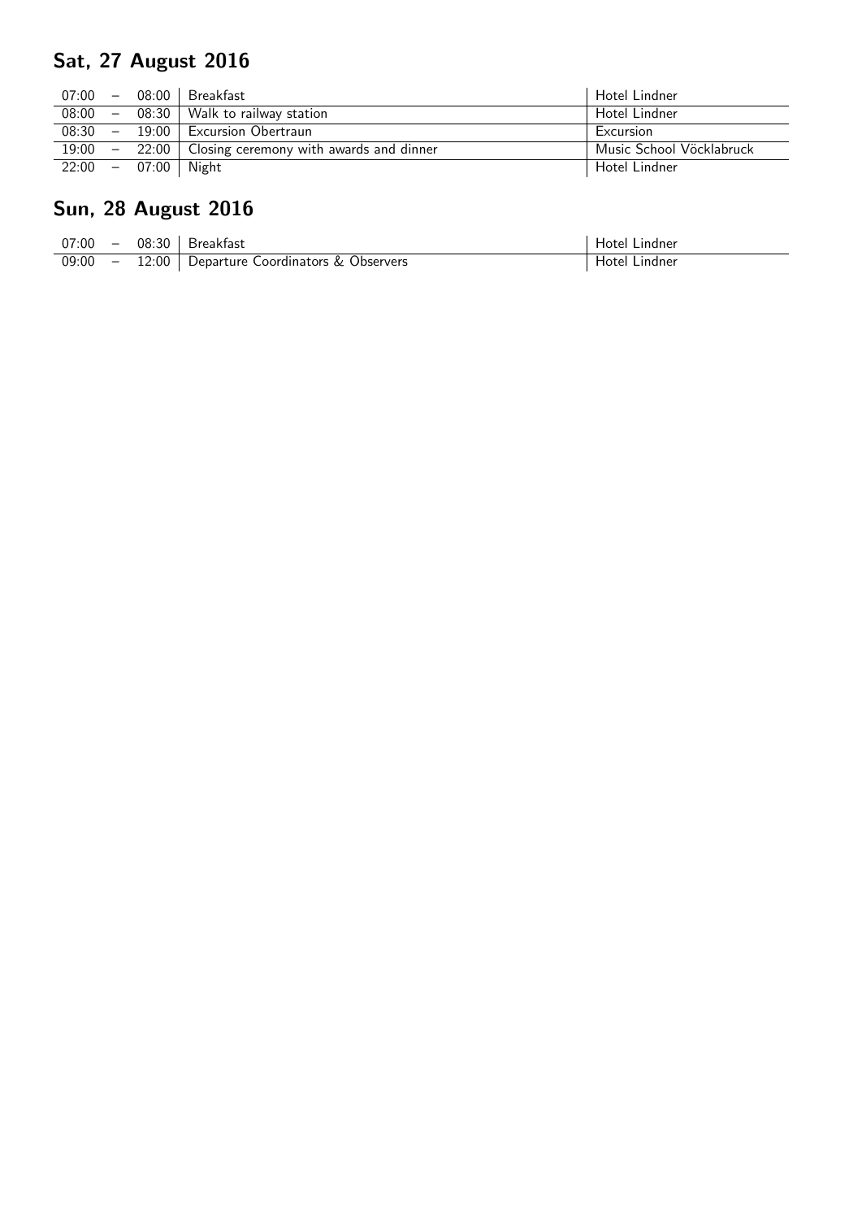## Sat, 27 August 2016

| | | | | |
|---|---|---|---|---|
| 07:00 | – | 08:00 | Breakfast | Hotel Lindner |
| 08:00 | – | 08:30 | Walk to railway station | Hotel Lindner |
| 08:30 | – | 19:00 | Excursion Obertraun | Excursion |
| 19:00 | – | 22:00 | Closing ceremony with awards and dinner | Music School Vöcklabruck |
| 22:00 | – | 07:00 | Night | Hotel Lindner |

## Sun, 28 August 2016

| | | | | |
|---|---|---|---|---|
| 07:00 | – | 08:30 | Breakfast | Hotel Lindner |
| 09:00 | – | 12:00 | Departure Coordinators & Observers | Hotel Lindner |